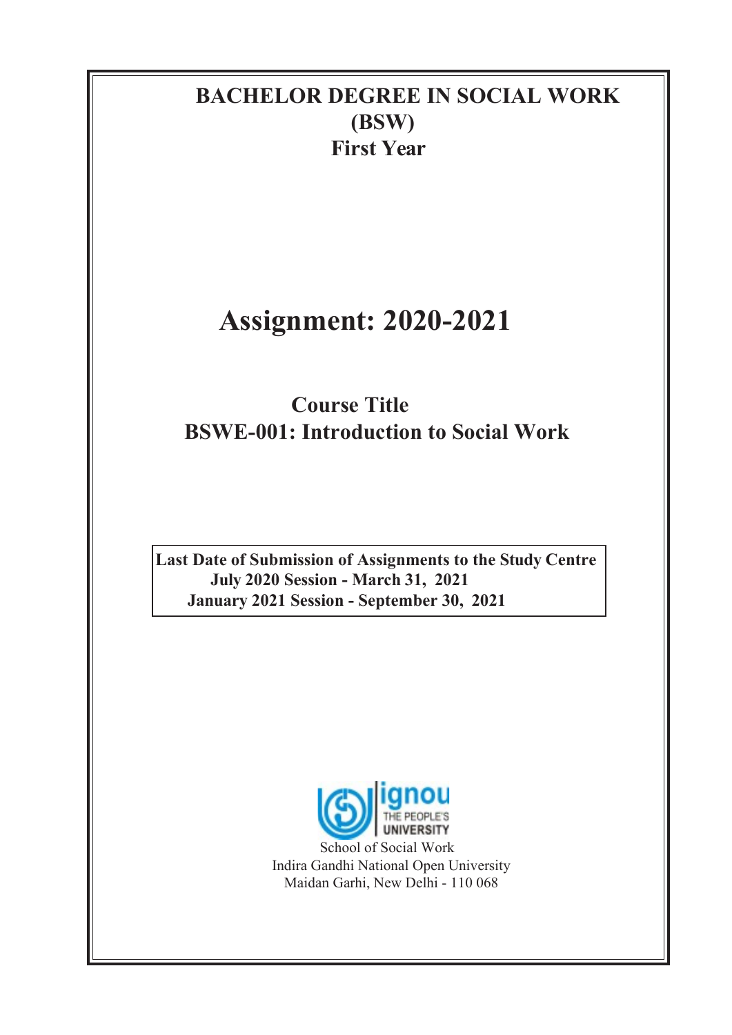# BACHELOR DEGREE IN SOCIAL WORK (BSW)

## First Year

# Assignment: 2020-2021

## Course Title

## BSWE-001: Introduction to Social Work

**Last Date of Submission of Assignments to the Study Centre**
**July 2020 Session - March 31, 2021**
**January 2021 Session - September 30, 2021**

ignou THE PEOPLE'S UNIVERSITY

School of Social Work
Indira Gandhi National Open University
Maidan Garhi, New Delhi - 110 068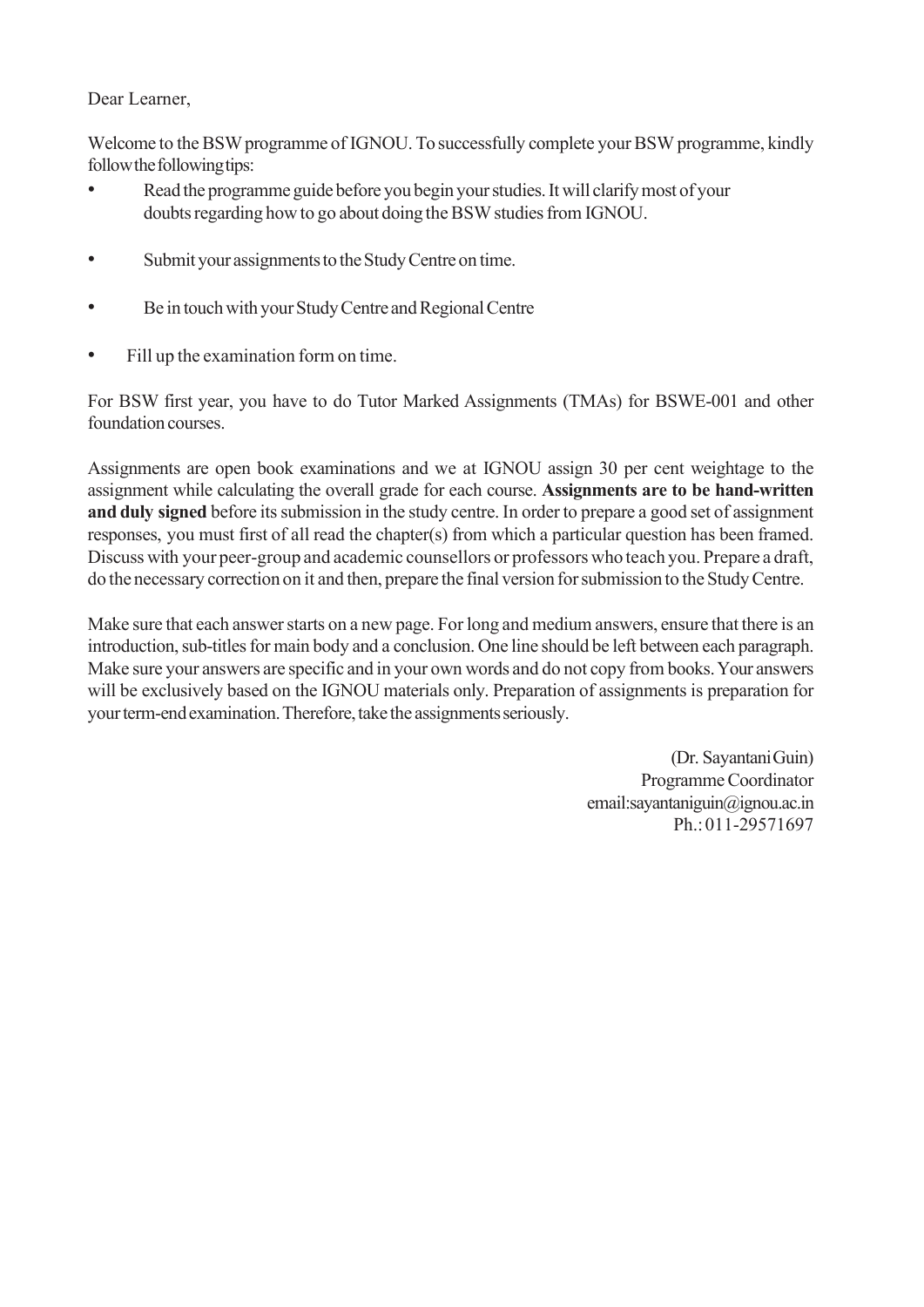Dear Learner,

Welcome to the BSW programme of IGNOU. To successfully complete your BSW programme, kindly follow the following tips:

- Read the programme guide before you begin your studies. It will clarify most of your doubts regarding how to go about doing the BSW studies from IGNOU.
- Submit your assignments to the Study Centre on time.
- Be in touch with your Study Centre and Regional Centre
- Fill up the examination form on time.

For BSW first year, you have to do Tutor Marked Assignments (TMAs) for BSWE-001 and other foundation courses.

Assignments are open book examinations and we at IGNOU assign 30 per cent weightage to the assignment while calculating the overall grade for each course. **Assignments are to be hand-written and duly signed** before its submission in the study centre. In order to prepare a good set of assignment responses, you must first of all read the chapter(s) from which a particular question has been framed. Discuss with your peer-group and academic counsellors or professors who teach you. Prepare a draft, do the necessary correction on it and then, prepare the final version for submission to the Study Centre.

Make sure that each answer starts on a new page. For long and medium answers, ensure that there is an introduction, sub-titles for main body and a conclusion. One line should be left between each paragraph. Make sure your answers are specific and in your own words and do not copy from books. Your answers will be exclusively based on the IGNOU materials only. Preparation of assignments is preparation for your term-end examination. Therefore, take the assignments seriously.

(Dr. Sayantani Guin)
Programme Coordinator
email:sayantaniguin@ignou.ac.in
Ph.: 011-29571697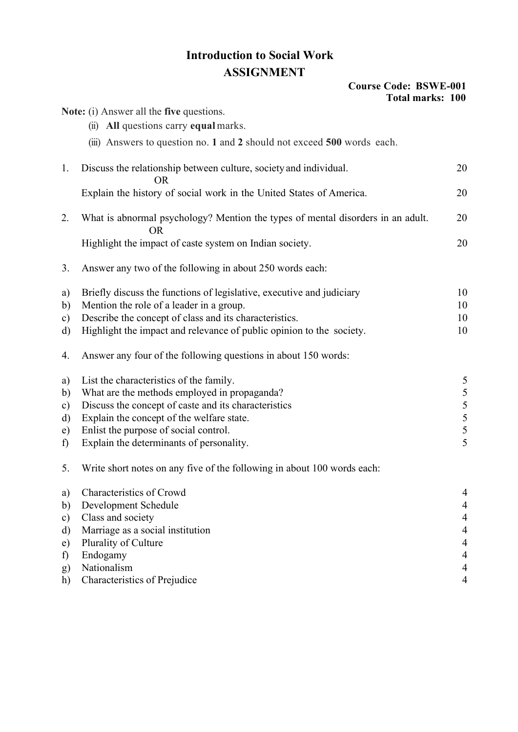# Introduction to Social Work

## ASSIGNMENT

**Course Code: BSWE-001**
**Total marks: 100**

**Note:** (i) Answer all the **five** questions.

(ii) **All** questions carry **equal** marks.

(iii) Answers to question no. **1** and **2** should not exceed **500** words each.

1. Discuss the relationship between culture, society and individual. 20

   OR

   Explain the history of social work in the United States of America. 20

2. What is abnormal psychology? Mention the types of mental disorders in an adult. 20

   OR

   Highlight the impact of caste system on Indian society. 20

3. Answer any two of the following in about 250 words each:

   a) Briefly discuss the functions of legislative, executive and judiciary 10
   b) Mention the role of a leader in a group. 10
   c) Describe the concept of class and its characteristics. 10
   d) Highlight the impact and relevance of public opinion to the society. 10

4. Answer any four of the following questions in about 150 words:

   a) List the characteristics of the family. 5
   b) What are the methods employed in propaganda? 5
   c) Discuss the concept of caste and its characteristics 5
   d) Explain the concept of the welfare state. 5
   e) Enlist the purpose of social control. 5
   f) Explain the determinants of personality. 5

5. Write short notes on any five of the following in about 100 words each:

   a) Characteristics of Crowd 4
   b) Development Schedule 4
   c) Class and society 4
   d) Marriage as a social institution 4
   e) Plurality of Culture 4
   f) Endogamy 4
   g) Nationalism 4
   h) Characteristics of Prejudice 4